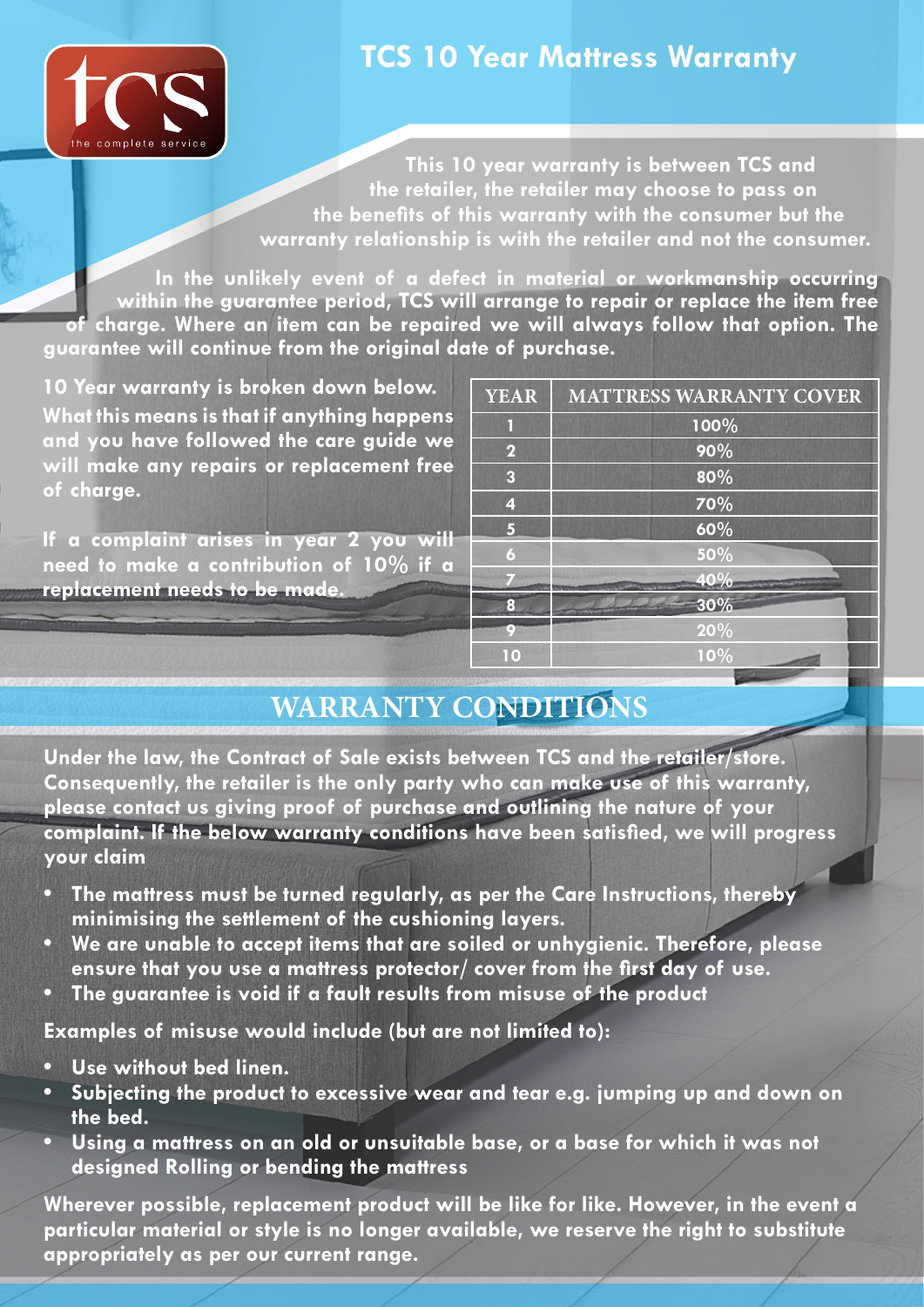# TCS 10 Year Mattress Warranty

This 10 year warranty is between TCS and the retailer, the retailer may choose to pass on the benefits of this warranty with the consumer but the warranty relationship is with the retailer and not the consumer.

In the unlikely event of a defect in material or workmanship occurring within the guarantee period, TCS will arrange to repair or replace the item free of charge. Where an item can be repaired we will always follow that option. The guarantee will continue from the original date of purchase.

10 Year warranty is broken down below. What this means is that if anything happens and you have followed the care guide we will make any repairs or replacement free of charge.

If a complaint arises in year 2 you will need to make a contribution of 10% if a replacement needs to be made.

| YEAR | MATTRESS WARRANTY COVER |
|---|---|
| 1 | 100% |
| 2 | 90% |
| 3 | 80% |
| 4 | 70% |
| 5 | 60% |
| 6 | 50% |
| 7 | 40% |
| 8 | 30% |
| 9 | 20% |
| 10 | 10% |

## WARRANTY CONDITIONS

Under the law, the Contract of Sale exists between TCS and the retailer/store. Consequently, the retailer is the only party who can make use of this warranty, please contact us giving proof of purchase and outlining the nature of your complaint. If the below warranty conditions have been satisfied, we will progress your claim

- The mattress must be turned regularly, as per the Care Instructions, thereby minimising the settlement of the cushioning layers.
- We are unable to accept items that are soiled or unhygienic. Therefore, please ensure that you use a mattress protector/ cover from the first day of use.
- The guarantee is void if a fault results from misuse of the product

Examples of misuse would include (but are not limited to):

- Use without bed linen.
- Subjecting the product to excessive wear and tear e.g. jumping up and down on the bed.
- Using a mattress on an old or unsuitable base, or a base for which it was not designed Rolling or bending the mattress

Wherever possible, replacement product will be like for like. However, in the event a particular material or style is no longer available, we reserve the right to substitute appropriately as per our current range.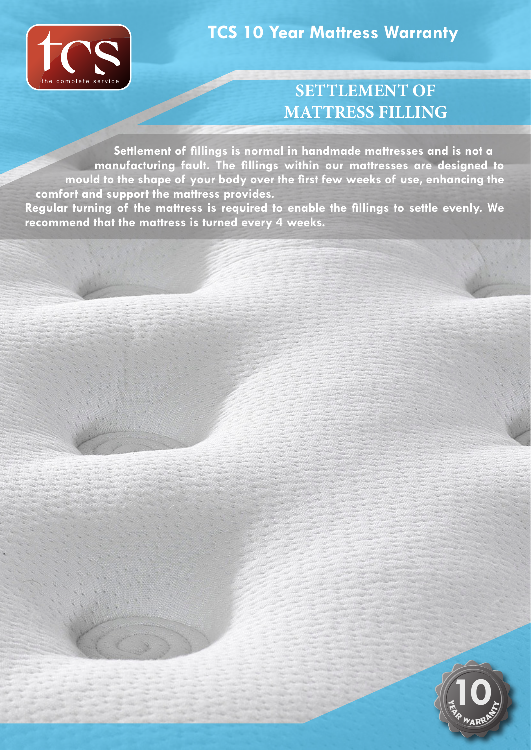# TCS 10 Year Mattress Warranty

## SETTLEMENT OF MATTRESS FILLING

**Settlement of fillings is normal in handmade mattresses and is not a manufacturing fault. The fillings within our mattresses are designed to mould to the shape of your body over the first few weeks of use, enhancing the comfort and support the mattress provides.**

**Regular turning of the mattress is required to enable the fillings to settle evenly. We recommend that the mattress is turned every 4 weeks.**